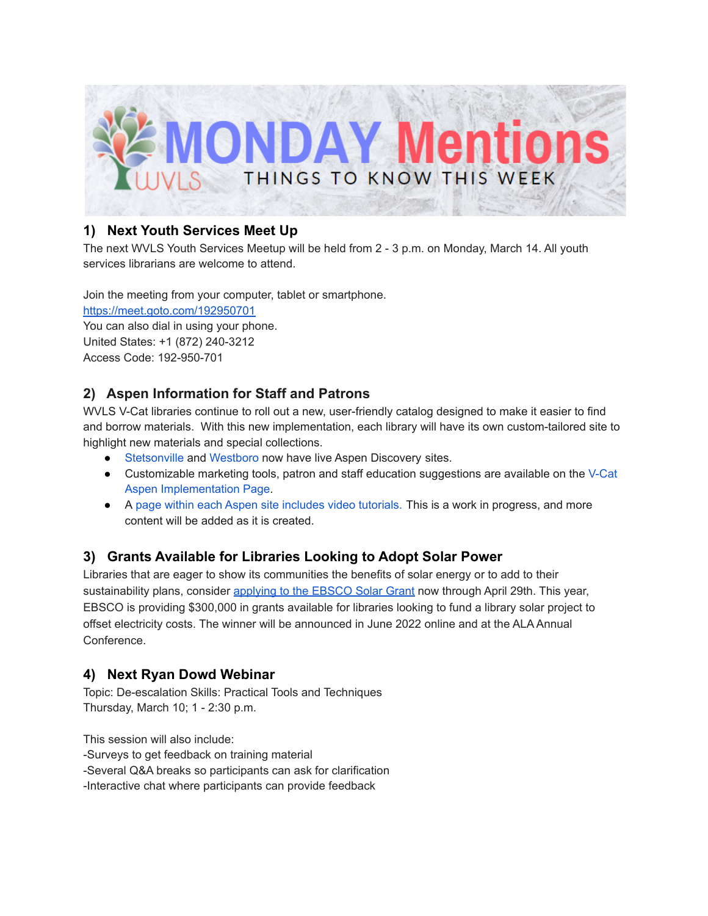# MONDAY Mentions

WVLS

THINGS TO KNOW THIS WEEK

## 1) Next Youth Services Meet Up

The next WVLS Youth Services Meetup will be held from 2 - 3 p.m. on Monday, March 14. All youth services librarians are welcome to attend.

Join the meeting from your computer, tablet or smartphone.
https://meet.goto.com/192950701
You can also dial in using your phone.
United States: +1 (872) 240-3212
Access Code: 192-950-701

## 2) Aspen Information for Staff and Patrons

WVLS V-Cat libraries continue to roll out a new, user-friendly catalog designed to make it easier to find and borrow materials. With this new implementation, each library will have its own custom-tailored site to highlight new materials and special collections.

- Stetsonville and Westboro now have live Aspen Discovery sites.
- Customizable marketing tools, patron and staff education suggestions are available on the V-Cat Aspen Implementation Page.
- A page within each Aspen site includes video tutorials. This is a work in progress, and more content will be added as it is created.

## 3) Grants Available for Libraries Looking to Adopt Solar Power

Libraries that are eager to show its communities the benefits of solar energy or to add to their sustainability plans, consider applying to the EBSCO Solar Grant now through April 29th. This year, EBSCO is providing $300,000 in grants available for libraries looking to fund a library solar project to offset electricity costs. The winner will be announced in June 2022 online and at the ALA Annual Conference.

## 4) Next Ryan Dowd Webinar

Topic: De-escalation Skills: Practical Tools and Techniques
Thursday, March 10; 1 - 2:30 p.m.

This session will also include:
-Surveys to get feedback on training material
-Several Q&A breaks so participants can ask for clarification
-Interactive chat where participants can provide feedback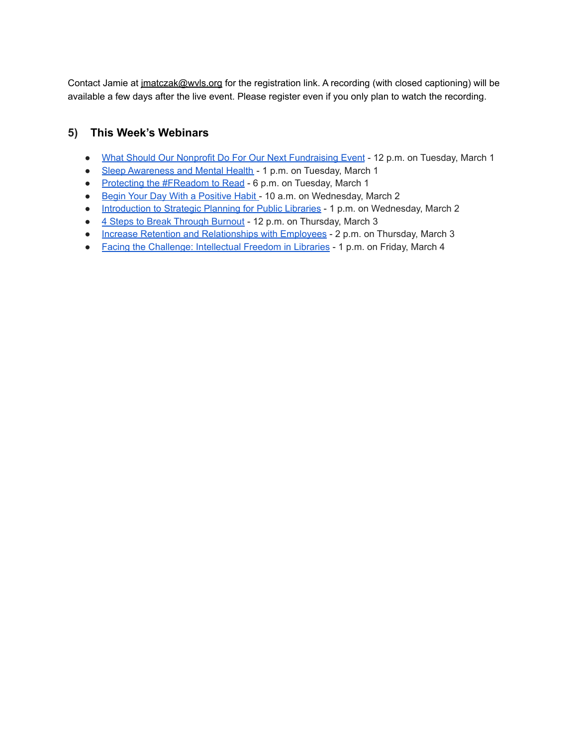Contact Jamie at jmatczak@wvls.org for the registration link. A recording (with closed captioning) will be available a few days after the live event. Please register even if you only plan to watch the recording.

## 5) This Week's Webinars

- What Should Our Nonprofit Do For Our Next Fundraising Event - 12 p.m. on Tuesday, March 1
- Sleep Awareness and Mental Health - 1 p.m. on Tuesday, March 1
- Protecting the #FReadom to Read - 6 p.m. on Tuesday, March 1
- Begin Your Day With a Positive Habit - 10 a.m. on Wednesday, March 2
- Introduction to Strategic Planning for Public Libraries - 1 p.m. on Wednesday, March 2
- 4 Steps to Break Through Burnout - 12 p.m. on Thursday, March 3
- Increase Retention and Relationships with Employees - 2 p.m. on Thursday, March 3
- Facing the Challenge: Intellectual Freedom in Libraries - 1 p.m. on Friday, March 4